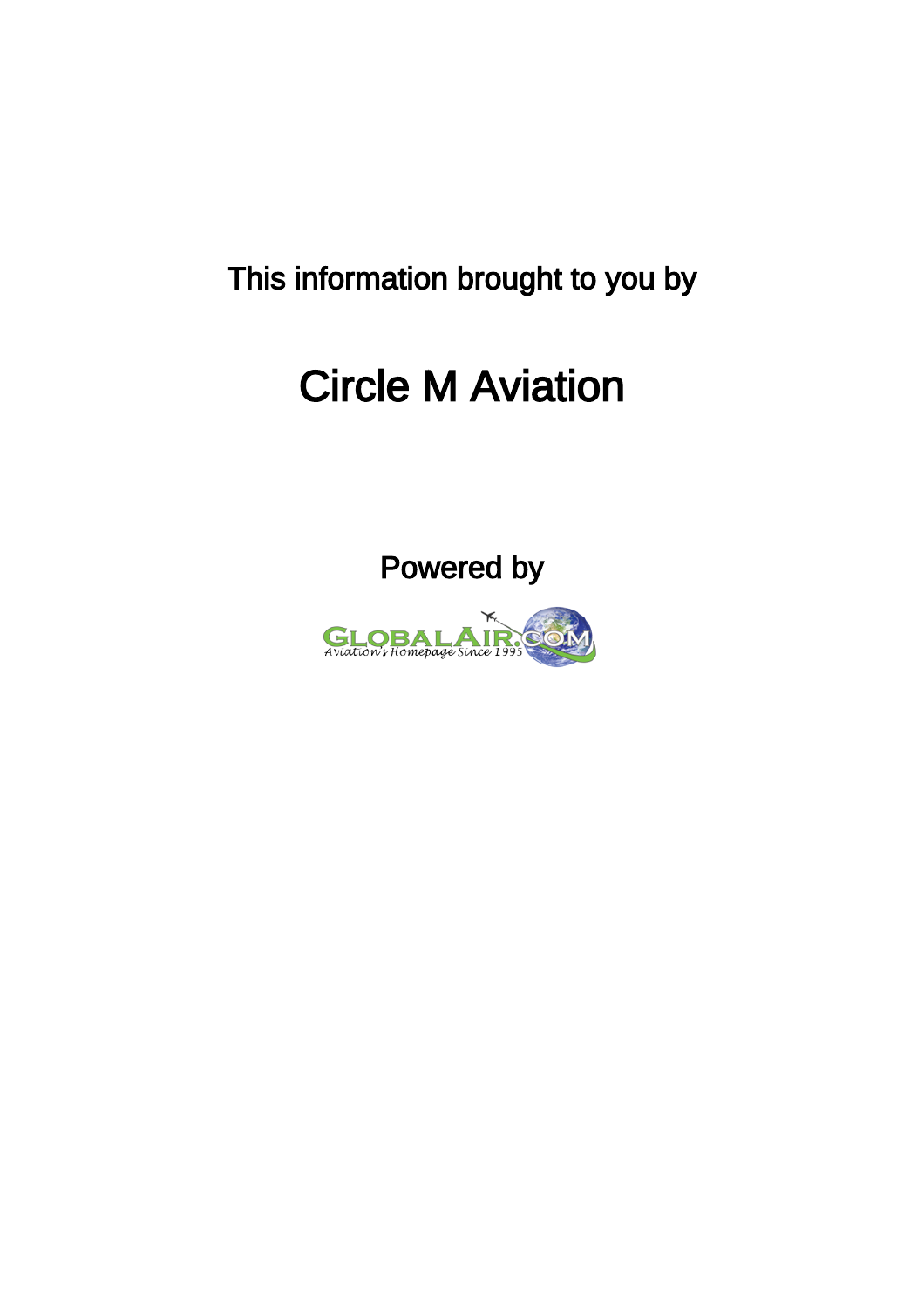This information brought to you by

# Circle M Aviation

Powered by

GLOBALAIR.COM
Aviation's Homepage Since 1995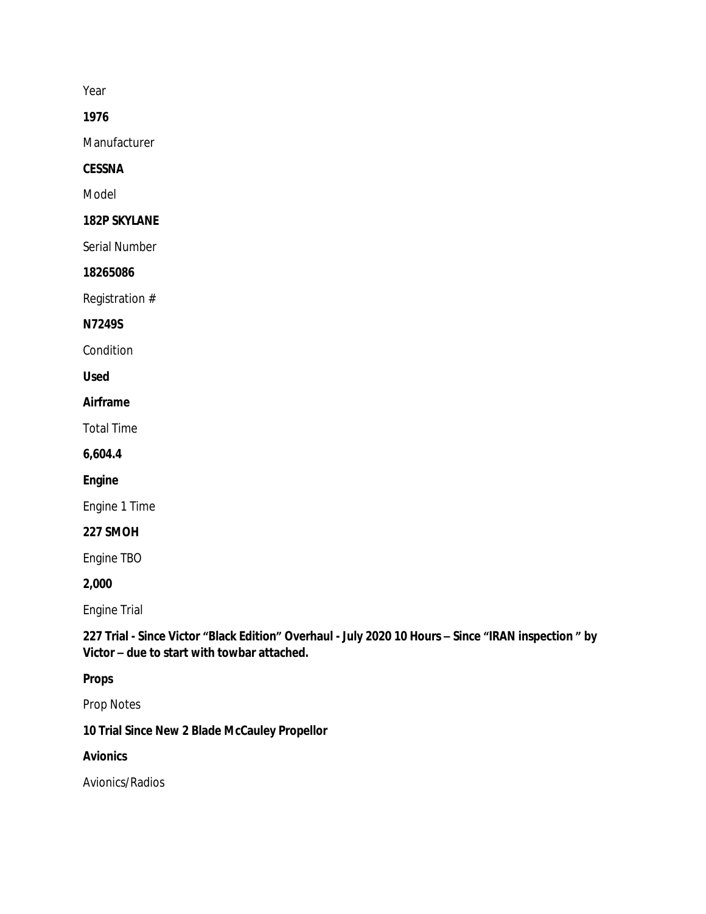Year

**1976**

Manufacturer

**CESSNA**

Model

**182P SKYLANE**

Serial Number

**18265086**

Registration #

**N7249S**

Condition

**Used**

**Airframe**

Total Time

**6,604.4**

**Engine**

Engine 1 Time

**227 SMOH**

Engine TBO

**2,000**

Engine Trial

**227 Trial - Since Victor "Black Edition" Overhaul - July 2020 10 Hours – Since "IRAN inspection " by Victor – due to start with towbar attached.**

**Props**

Prop Notes

**10 Trial Since New 2 Blade McCauley Propellor**

**Avionics**

Avionics/Radios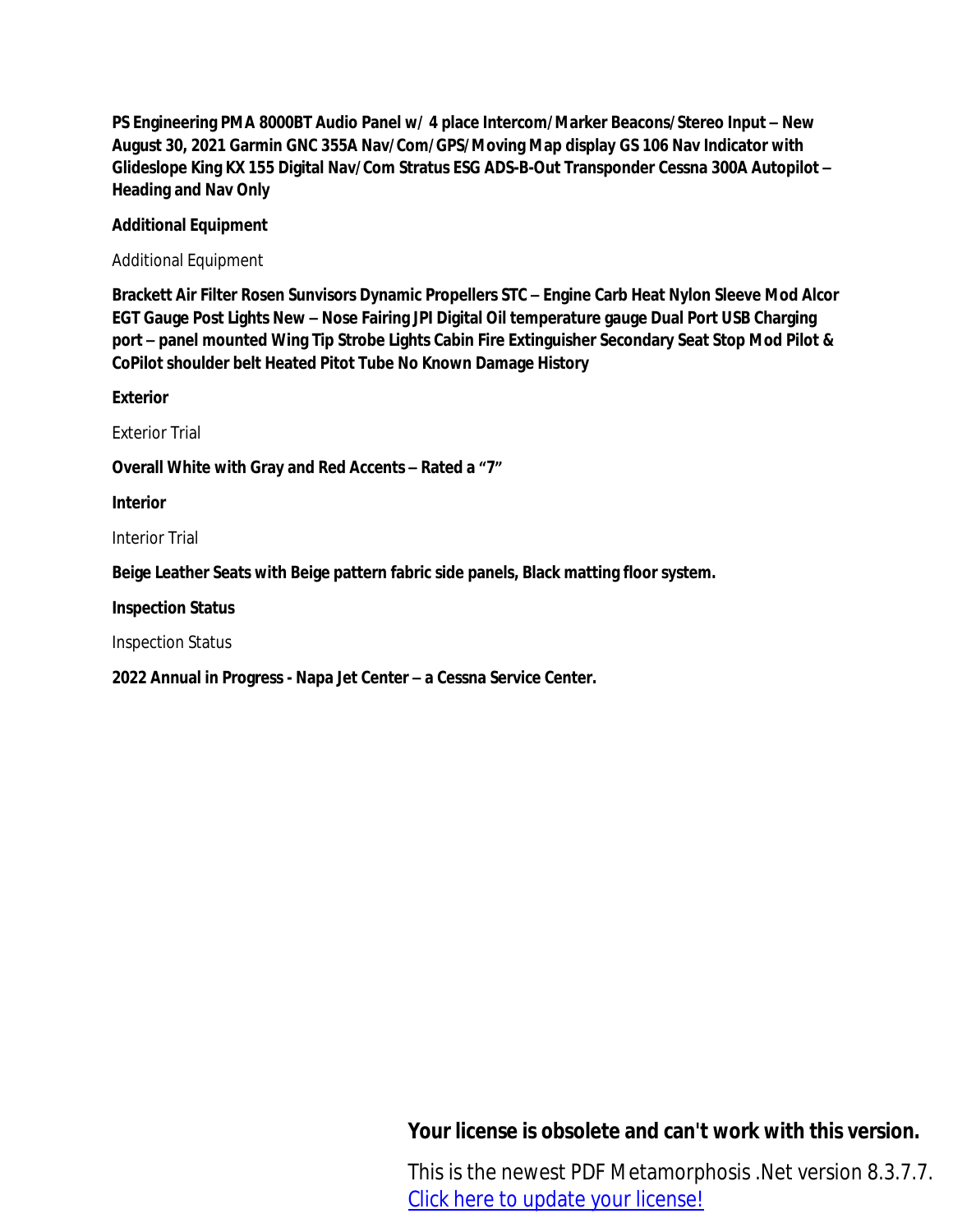**PS Engineering PMA 8000BT Audio Panel w/ 4 place Intercom/Marker Beacons/Stereo Input – New August 30, 2021 Garmin GNC 355A Nav/Com/GPS/Moving Map display GS 106 Nav Indicator with Glideslope King KX 155 Digital Nav/Com Stratus ESG ADS-B-Out Transponder Cessna 300A Autopilot – Heading and Nav Only**

**Additional Equipment**

Additional Equipment

**Brackett Air Filter Rosen Sunvisors Dynamic Propellers STC – Engine Carb Heat Nylon Sleeve Mod Alcor EGT Gauge Post Lights New – Nose Fairing JPI Digital Oil temperature gauge Dual Port USB Charging port – panel mounted Wing Tip Strobe Lights Cabin Fire Extinguisher Secondary Seat Stop Mod Pilot & CoPilot shoulder belt Heated Pitot Tube No Known Damage History**

**Exterior**

Exterior Trial

**Overall White with Gray and Red Accents – Rated a "7"**

**Interior**

Interior Trial

**Beige Leather Seats with Beige pattern fabric side panels, Black matting floor system.**

**Inspection Status**

Inspection Status

**2022 Annual in Progress - Napa Jet Center – a Cessna Service Center.**

**Your license is obsolete and can't work with this version.**

This is the newest PDF Metamorphosis .Net version 8.3.7.7.
Click here to update your license!